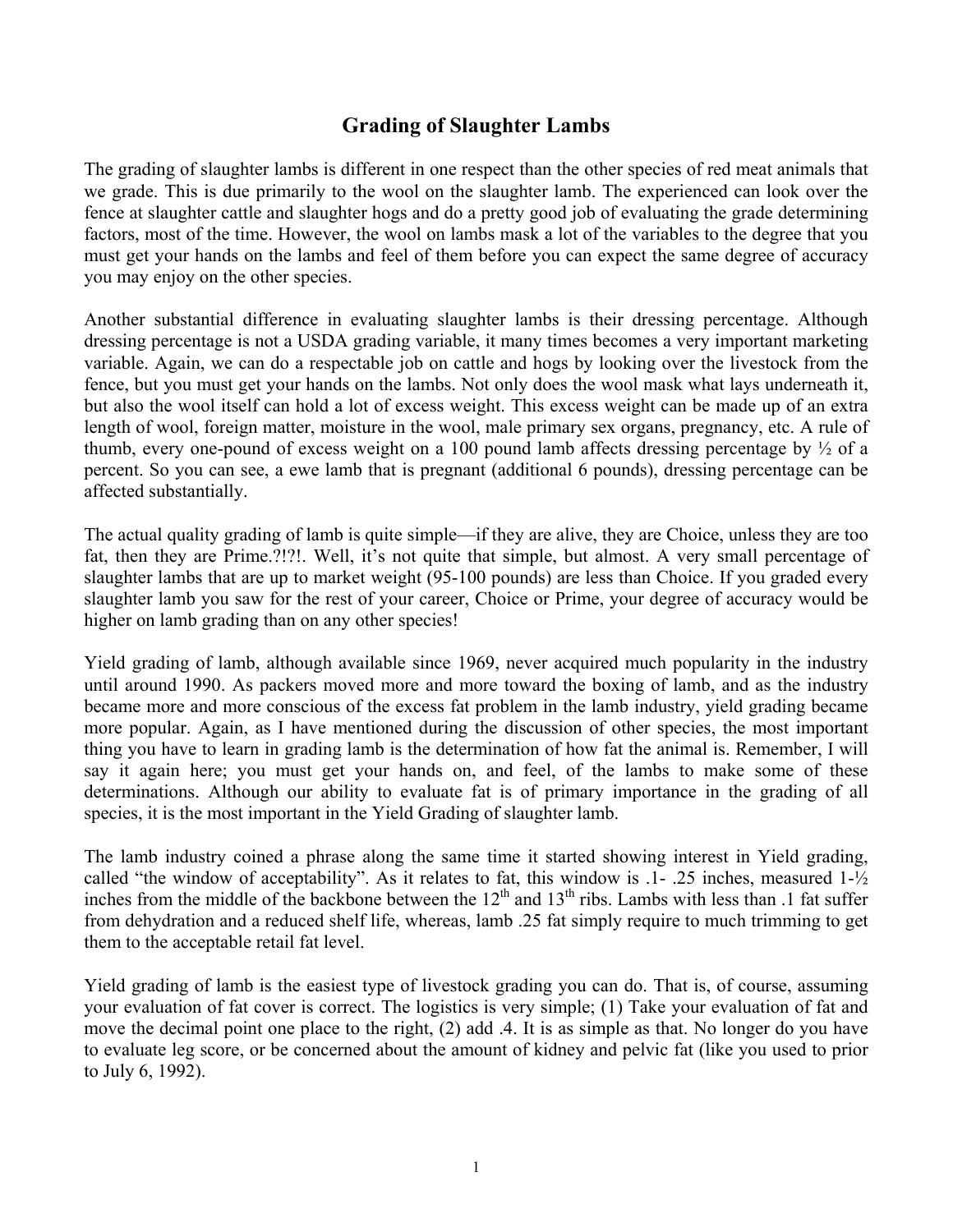# Grading of Slaughter Lambs

The grading of slaughter lambs is different in one respect than the other species of red meat animals that we grade. This is due primarily to the wool on the slaughter lamb. The experienced can look over the fence at slaughter cattle and slaughter hogs and do a pretty good job of evaluating the grade determining factors, most of the time. However, the wool on lambs mask a lot of the variables to the degree that you must get your hands on the lambs and feel of them before you can expect the same degree of accuracy you may enjoy on the other species.

Another substantial difference in evaluating slaughter lambs is their dressing percentage. Although dressing percentage is not a USDA grading variable, it many times becomes a very important marketing variable. Again, we can do a respectable job on cattle and hogs by looking over the livestock from the fence, but you must get your hands on the lambs. Not only does the wool mask what lays underneath it, but also the wool itself can hold a lot of excess weight. This excess weight can be made up of an extra length of wool, foreign matter, moisture in the wool, male primary sex organs, pregnancy, etc. A rule of thumb, every one-pound of excess weight on a 100 pound lamb affects dressing percentage by ½ of a percent. So you can see, a ewe lamb that is pregnant (additional 6 pounds), dressing percentage can be affected substantially.

The actual quality grading of lamb is quite simple—if they are alive, they are Choice, unless they are too fat, then they are Prime.?!?!. Well, it's not quite that simple, but almost. A very small percentage of slaughter lambs that are up to market weight (95-100 pounds) are less than Choice. If you graded every slaughter lamb you saw for the rest of your career, Choice or Prime, your degree of accuracy would be higher on lamb grading than on any other species!

Yield grading of lamb, although available since 1969, never acquired much popularity in the industry until around 1990. As packers moved more and more toward the boxing of lamb, and as the industry became more and more conscious of the excess fat problem in the lamb industry, yield grading became more popular. Again, as I have mentioned during the discussion of other species, the most important thing you have to learn in grading lamb is the determination of how fat the animal is. Remember, I will say it again here; you must get your hands on, and feel, of the lambs to make some of these determinations. Although our ability to evaluate fat is of primary importance in the grading of all species, it is the most important in the Yield Grading of slaughter lamb.

The lamb industry coined a phrase along the same time it started showing interest in Yield grading, called "the window of acceptability". As it relates to fat, this window is .1- .25 inches, measured 1-½ inches from the middle of the backbone between the 12th and 13th ribs. Lambs with less than .1 fat suffer from dehydration and a reduced shelf life, whereas, lamb .25 fat simply require to much trimming to get them to the acceptable retail fat level.

Yield grading of lamb is the easiest type of livestock grading you can do. That is, of course, assuming your evaluation of fat cover is correct. The logistics is very simple; (1) Take your evaluation of fat and move the decimal point one place to the right, (2) add .4. It is as simple as that. No longer do you have to evaluate leg score, or be concerned about the amount of kidney and pelvic fat (like you used to prior to July 6, 1992).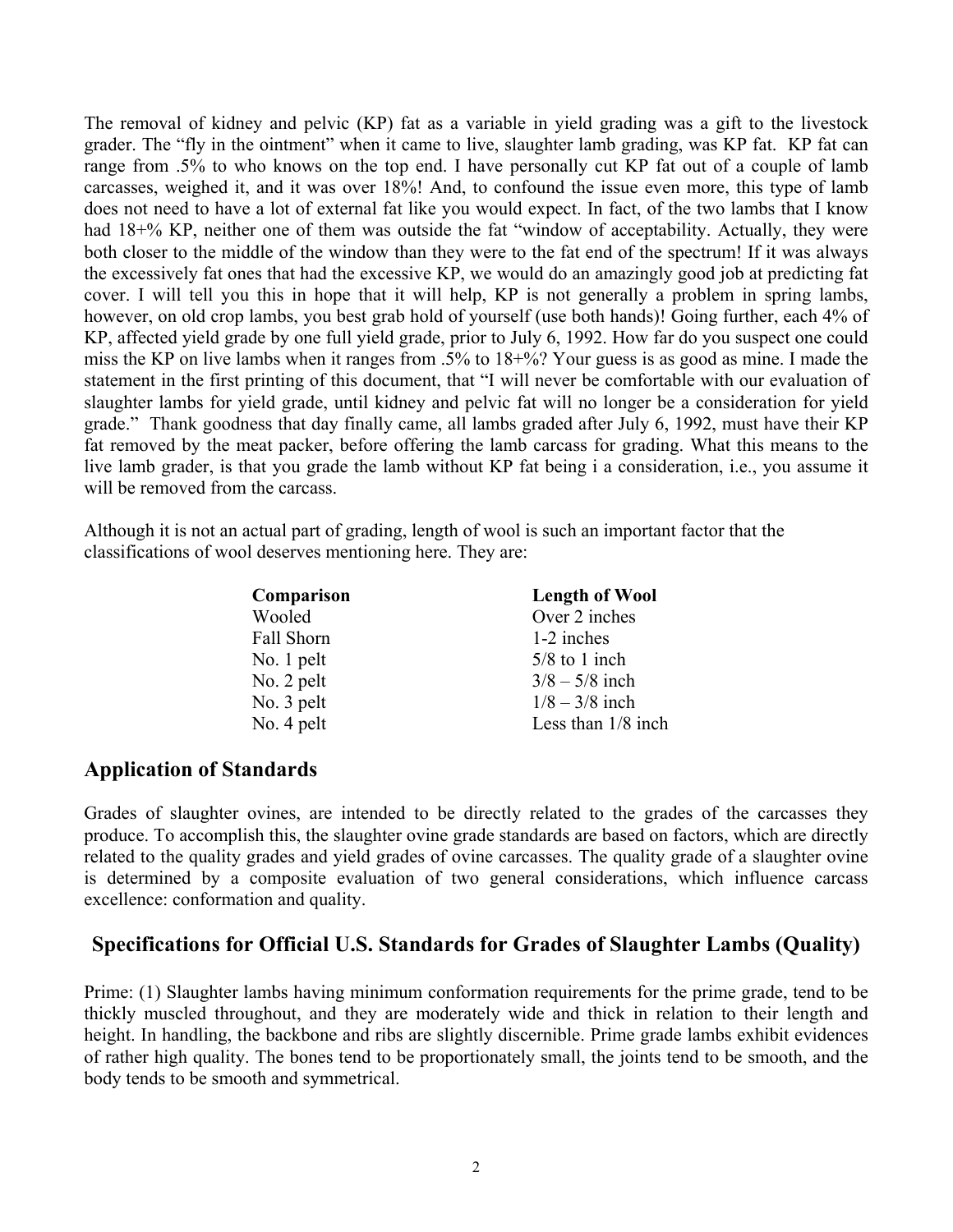The removal of kidney and pelvic (KP) fat as a variable in yield grading was a gift to the livestock grader. The "fly in the ointment" when it came to live, slaughter lamb grading, was KP fat. KP fat can range from .5% to who knows on the top end. I have personally cut KP fat out of a couple of lamb carcasses, weighed it, and it was over 18%! And, to confound the issue even more, this type of lamb does not need to have a lot of external fat like you would expect. In fact, of the two lambs that I know had 18+% KP, neither one of them was outside the fat "window of acceptability. Actually, they were both closer to the middle of the window than they were to the fat end of the spectrum! If it was always the excessively fat ones that had the excessive KP, we would do an amazingly good job at predicting fat cover. I will tell you this in hope that it will help, KP is not generally a problem in spring lambs, however, on old crop lambs, you best grab hold of yourself (use both hands)! Going further, each 4% of KP, affected yield grade by one full yield grade, prior to July 6, 1992. How far do you suspect one could miss the KP on live lambs when it ranges from .5% to 18+%? Your guess is as good as mine. I made the statement in the first printing of this document, that "I will never be comfortable with our evaluation of slaughter lambs for yield grade, until kidney and pelvic fat will no longer be a consideration for yield grade." Thank goodness that day finally came, all lambs graded after July 6, 1992, must have their KP fat removed by the meat packer, before offering the lamb carcass for grading. What this means to the live lamb grader, is that you grade the lamb without KP fat being i a consideration, i.e., you assume it will be removed from the carcass.

Although it is not an actual part of grading, length of wool is such an important factor that the classifications of wool deserves mentioning here. They are:

| Comparison | Length of Wool |
| --- | --- |
| Wooled | Over 2 inches |
| Fall Shorn | 1-2 inches |
| No. 1 pelt | 5/8 to 1 inch |
| No. 2 pelt | 3/8 – 5/8 inch |
| No. 3 pelt | 1/8 – 3/8 inch |
| No. 4 pelt | Less than 1/8 inch |

## Application of Standards

Grades of slaughter ovines, are intended to be directly related to the grades of the carcasses they produce. To accomplish this, the slaughter ovine grade standards are based on factors, which are directly related to the quality grades and yield grades of ovine carcasses. The quality grade of a slaughter ovine is determined by a composite evaluation of two general considerations, which influence carcass excellence: conformation and quality.

## Specifications for Official U.S. Standards for Grades of Slaughter Lambs (Quality)

Prime: (1) Slaughter lambs having minimum conformation requirements for the prime grade, tend to be thickly muscled throughout, and they are moderately wide and thick in relation to their length and height. In handling, the backbone and ribs are slightly discernible. Prime grade lambs exhibit evidences of rather high quality. The bones tend to be proportionately small, the joints tend to be smooth, and the body tends to be smooth and symmetrical.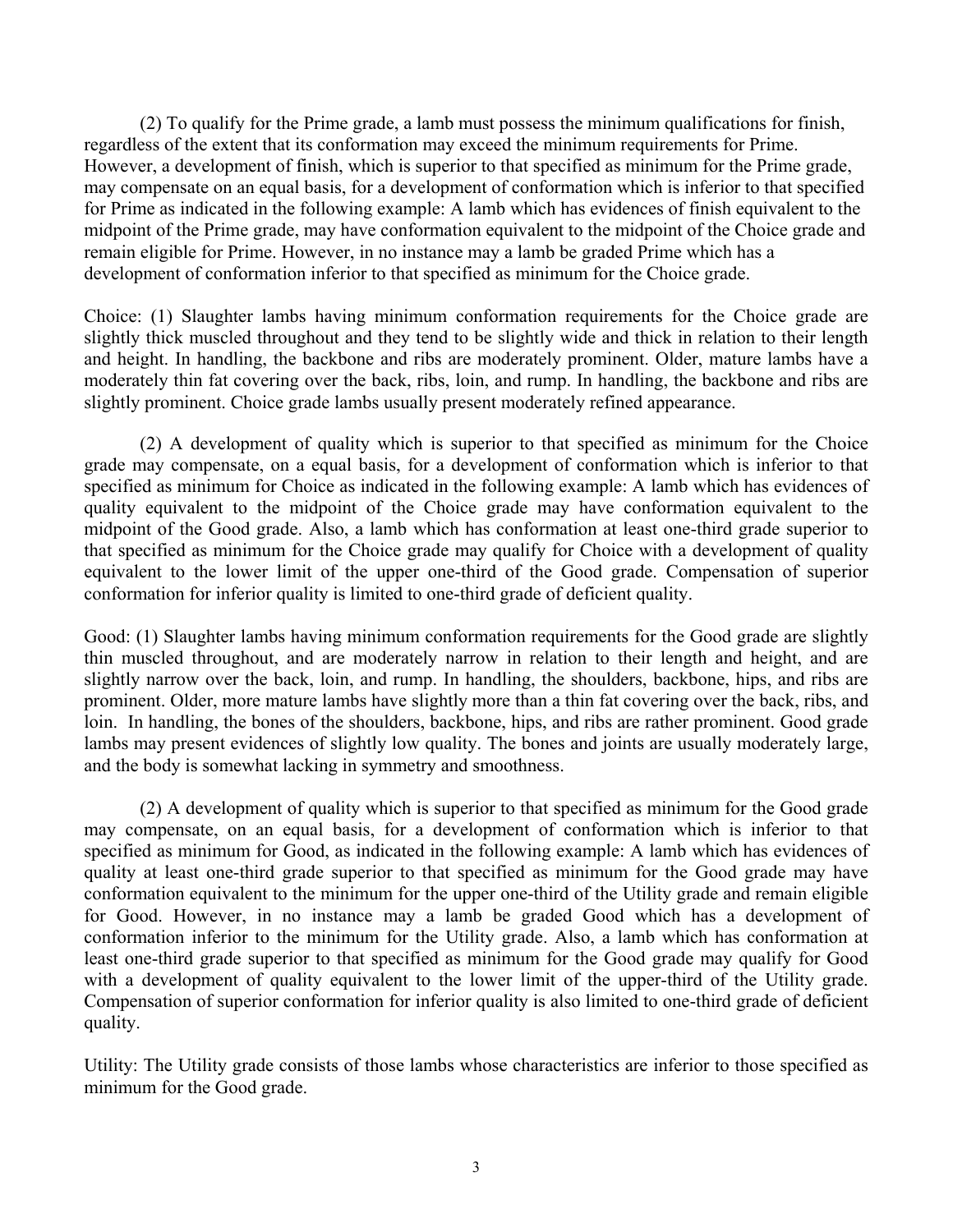(2) To qualify for the Prime grade, a lamb must possess the minimum qualifications for finish, regardless of the extent that its conformation may exceed the minimum requirements for Prime. However, a development of finish, which is superior to that specified as minimum for the Prime grade, may compensate on an equal basis, for a development of conformation which is inferior to that specified for Prime as indicated in the following example: A lamb which has evidences of finish equivalent to the midpoint of the Prime grade, may have conformation equivalent to the midpoint of the Choice grade and remain eligible for Prime. However, in no instance may a lamb be graded Prime which has a development of conformation inferior to that specified as minimum for the Choice grade.

Choice: (1) Slaughter lambs having minimum conformation requirements for the Choice grade are slightly thick muscled throughout and they tend to be slightly wide and thick in relation to their length and height. In handling, the backbone and ribs are moderately prominent. Older, mature lambs have a moderately thin fat covering over the back, ribs, loin, and rump. In handling, the backbone and ribs are slightly prominent. Choice grade lambs usually present moderately refined appearance.

(2) A development of quality which is superior to that specified as minimum for the Choice grade may compensate, on a equal basis, for a development of conformation which is inferior to that specified as minimum for Choice as indicated in the following example: A lamb which has evidences of quality equivalent to the midpoint of the Choice grade may have conformation equivalent to the midpoint of the Good grade. Also, a lamb which has conformation at least one-third grade superior to that specified as minimum for the Choice grade may qualify for Choice with a development of quality equivalent to the lower limit of the upper one-third of the Good grade. Compensation of superior conformation for inferior quality is limited to one-third grade of deficient quality.

Good: (1) Slaughter lambs having minimum conformation requirements for the Good grade are slightly thin muscled throughout, and are moderately narrow in relation to their length and height, and are slightly narrow over the back, loin, and rump. In handling, the shoulders, backbone, hips, and ribs are prominent. Older, more mature lambs have slightly more than a thin fat covering over the back, ribs, and loin. In handling, the bones of the shoulders, backbone, hips, and ribs are rather prominent. Good grade lambs may present evidences of slightly low quality. The bones and joints are usually moderately large, and the body is somewhat lacking in symmetry and smoothness.

(2) A development of quality which is superior to that specified as minimum for the Good grade may compensate, on an equal basis, for a development of conformation which is inferior to that specified as minimum for Good, as indicated in the following example: A lamb which has evidences of quality at least one-third grade superior to that specified as minimum for the Good grade may have conformation equivalent to the minimum for the upper one-third of the Utility grade and remain eligible for Good. However, in no instance may a lamb be graded Good which has a development of conformation inferior to the minimum for the Utility grade. Also, a lamb which has conformation at least one-third grade superior to that specified as minimum for the Good grade may qualify for Good with a development of quality equivalent to the lower limit of the upper-third of the Utility grade. Compensation of superior conformation for inferior quality is also limited to one-third grade of deficient quality.

Utility: The Utility grade consists of those lambs whose characteristics are inferior to those specified as minimum for the Good grade.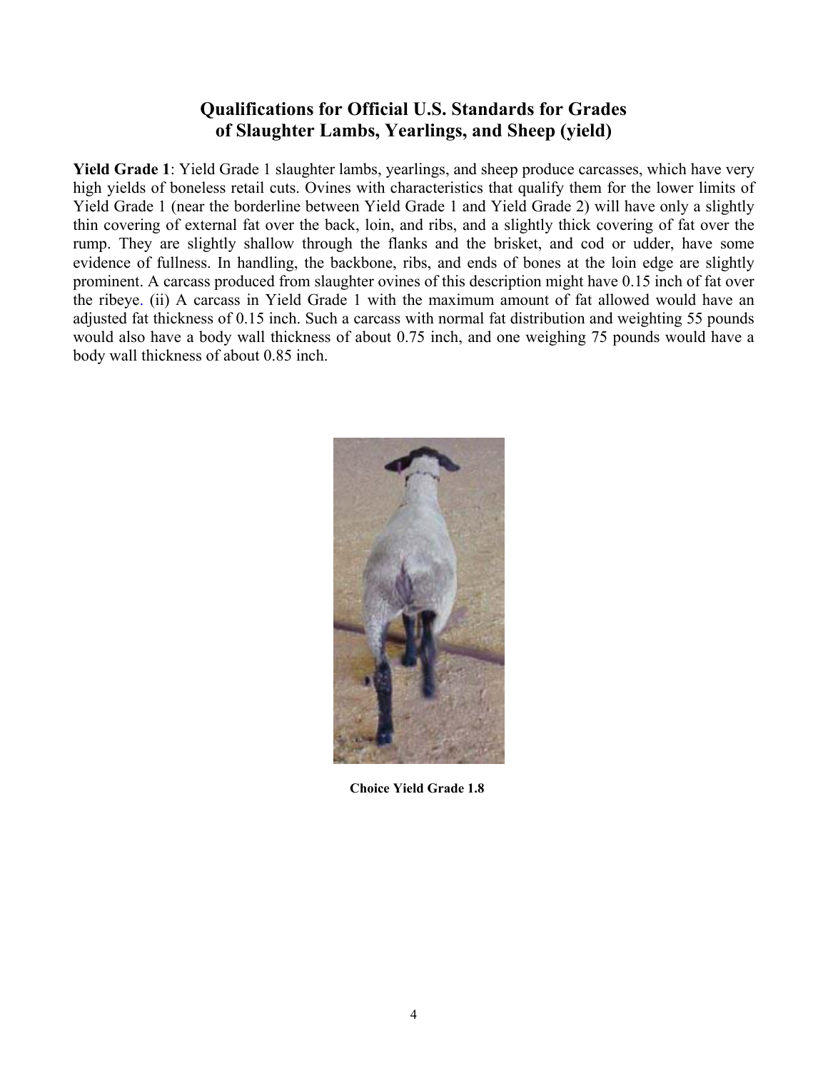## Qualifications for Official U.S. Standards for Grades of Slaughter Lambs, Yearlings, and Sheep (yield)

**Yield Grade 1**: Yield Grade 1 slaughter lambs, yearlings, and sheep produce carcasses, which have very high yields of boneless retail cuts. Ovines with characteristics that qualify them for the lower limits of Yield Grade 1 (near the borderline between Yield Grade 1 and Yield Grade 2) will have only a slightly thin covering of external fat over the back, loin, and ribs, and a slightly thick covering of fat over the rump. They are slightly shallow through the flanks and the brisket, and cod or udder, have some evidence of fullness. In handling, the backbone, ribs, and ends of bones at the loin edge are slightly prominent. A carcass produced from slaughter ovines of this description might have 0.15 inch of fat over the ribeye. (ii) A carcass in Yield Grade 1 with the maximum amount of fat allowed would have an adjusted fat thickness of 0.15 inch. Such a carcass with normal fat distribution and weighting 55 pounds would also have a body wall thickness of about 0.75 inch, and one weighing 75 pounds would have a body wall thickness of about 0.85 inch.

**Choice Yield Grade 1.8**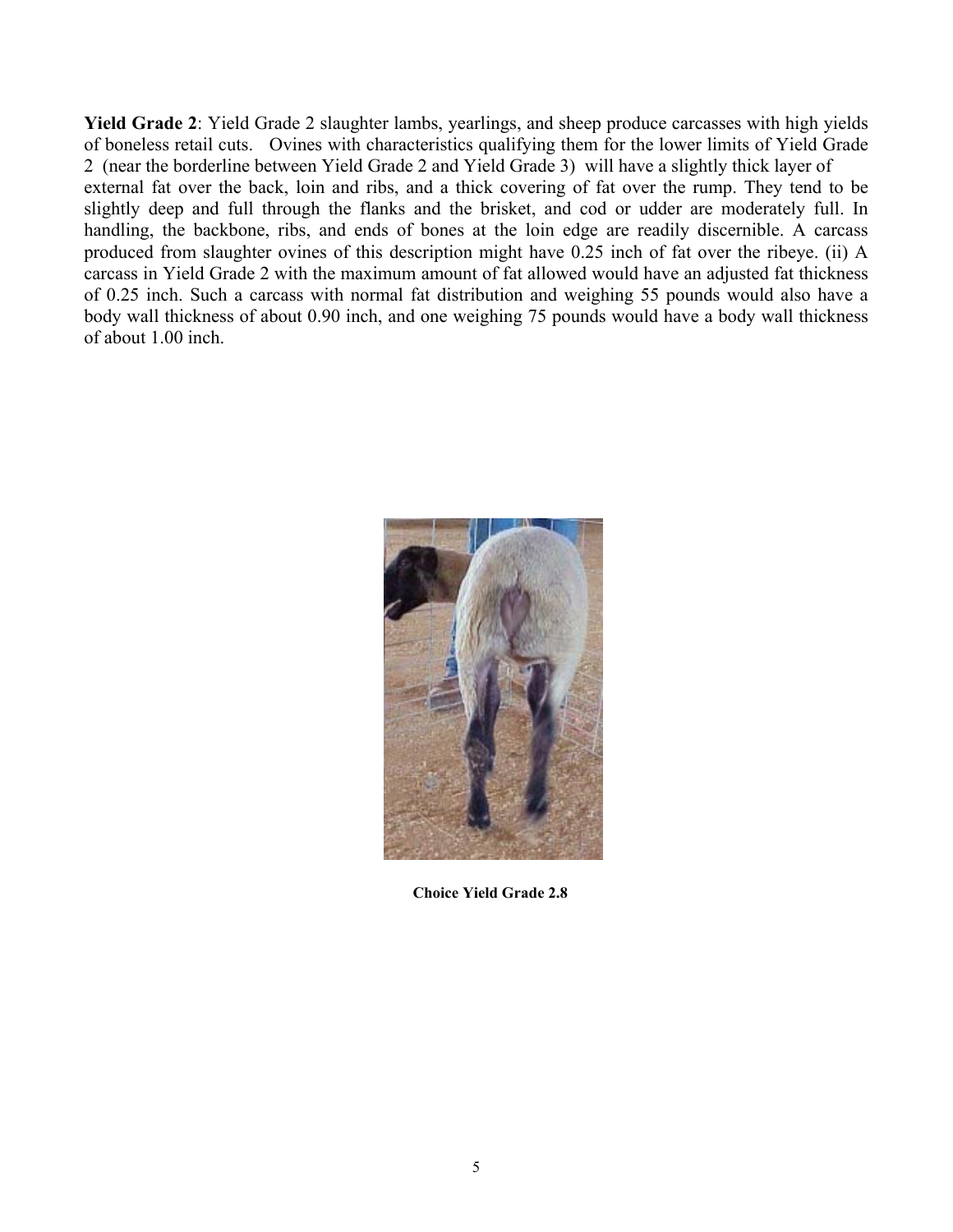**Yield Grade 2**: Yield Grade 2 slaughter lambs, yearlings, and sheep produce carcasses with high yields of boneless retail cuts. Ovines with characteristics qualifying them for the lower limits of Yield Grade 2 (near the borderline between Yield Grade 2 and Yield Grade 3) will have a slightly thick layer of external fat over the back, loin and ribs, and a thick covering of fat over the rump. They tend to be slightly deep and full through the flanks and the brisket, and cod or udder are moderately full. In handling, the backbone, ribs, and ends of bones at the loin edge are readily discernible. A carcass produced from slaughter ovines of this description might have 0.25 inch of fat over the ribeye. (ii) A carcass in Yield Grade 2 with the maximum amount of fat allowed would have an adjusted fat thickness of 0.25 inch. Such a carcass with normal fat distribution and weighing 55 pounds would also have a body wall thickness of about 0.90 inch, and one weighing 75 pounds would have a body wall thickness of about 1.00 inch.

**Choice Yield Grade 2.8**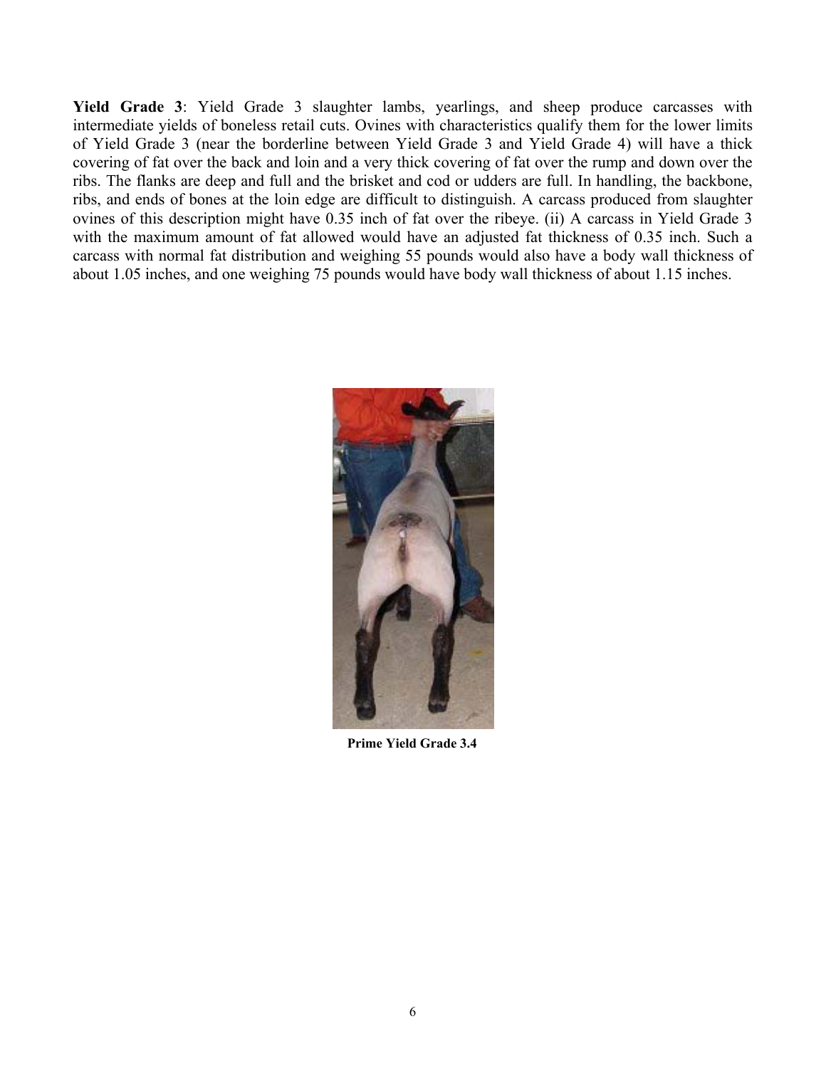**Yield Grade 3**: Yield Grade 3 slaughter lambs, yearlings, and sheep produce carcasses with intermediate yields of boneless retail cuts. Ovines with characteristics qualify them for the lower limits of Yield Grade 3 (near the borderline between Yield Grade 3 and Yield Grade 4) will have a thick covering of fat over the back and loin and a very thick covering of fat over the rump and down over the ribs. The flanks are deep and full and the brisket and cod or udders are full. In handling, the backbone, ribs, and ends of bones at the loin edge are difficult to distinguish. A carcass produced from slaughter ovines of this description might have 0.35 inch of fat over the ribeye. (ii) A carcass in Yield Grade 3 with the maximum amount of fat allowed would have an adjusted fat thickness of 0.35 inch. Such a carcass with normal fat distribution and weighing 55 pounds would also have a body wall thickness of about 1.05 inches, and one weighing 75 pounds would have body wall thickness of about 1.15 inches.

**Prime Yield Grade 3.4**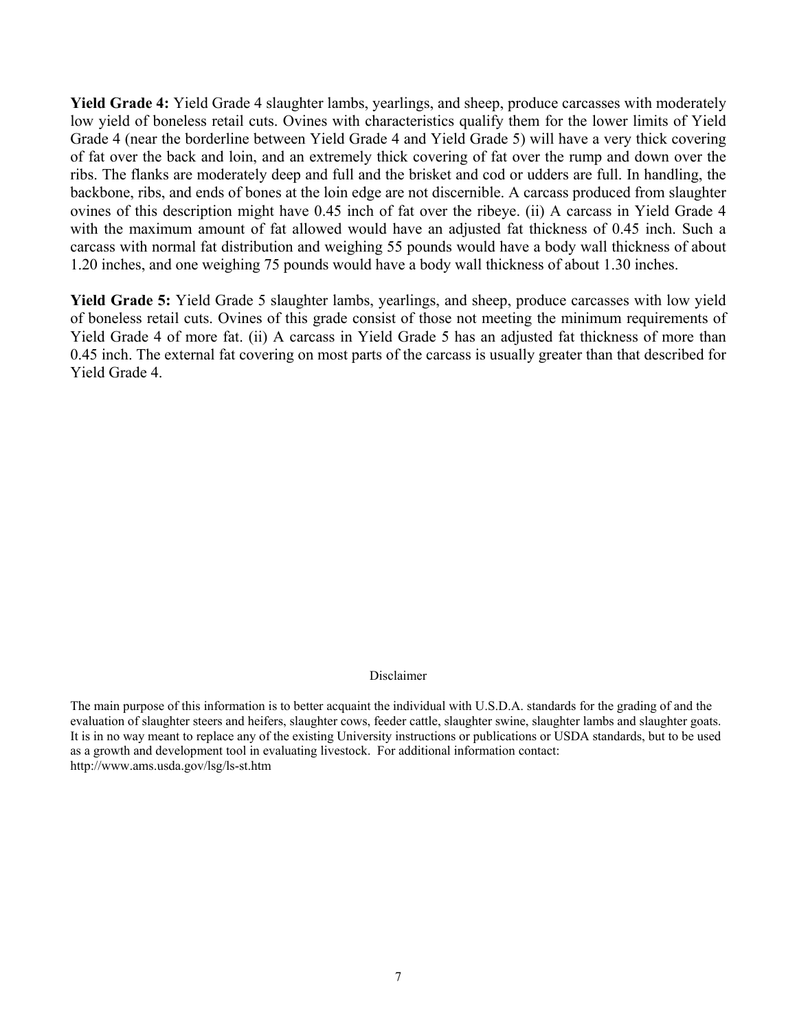**Yield Grade 4:** Yield Grade 4 slaughter lambs, yearlings, and sheep, produce carcasses with moderately low yield of boneless retail cuts. Ovines with characteristics qualify them for the lower limits of Yield Grade 4 (near the borderline between Yield Grade 4 and Yield Grade 5) will have a very thick covering of fat over the back and loin, and an extremely thick covering of fat over the rump and down over the ribs. The flanks are moderately deep and full and the brisket and cod or udders are full. In handling, the backbone, ribs, and ends of bones at the loin edge are not discernible. A carcass produced from slaughter ovines of this description might have 0.45 inch of fat over the ribeye. (ii) A carcass in Yield Grade 4 with the maximum amount of fat allowed would have an adjusted fat thickness of 0.45 inch. Such a carcass with normal fat distribution and weighing 55 pounds would have a body wall thickness of about 1.20 inches, and one weighing 75 pounds would have a body wall thickness of about 1.30 inches.

**Yield Grade 5:** Yield Grade 5 slaughter lambs, yearlings, and sheep, produce carcasses with low yield of boneless retail cuts. Ovines of this grade consist of those not meeting the minimum requirements of Yield Grade 4 of more fat. (ii) A carcass in Yield Grade 5 has an adjusted fat thickness of more than 0.45 inch. The external fat covering on most parts of the carcass is usually greater than that described for Yield Grade 4.

Disclaimer

The main purpose of this information is to better acquaint the individual with U.S.D.A. standards for the grading of and the evaluation of slaughter steers and heifers, slaughter cows, feeder cattle, slaughter swine, slaughter lambs and slaughter goats. It is in no way meant to replace any of the existing University instructions or publications or USDA standards, but to be used as a growth and development tool in evaluating livestock. For additional information contact: http://www.ams.usda.gov/lsg/ls-st.htm